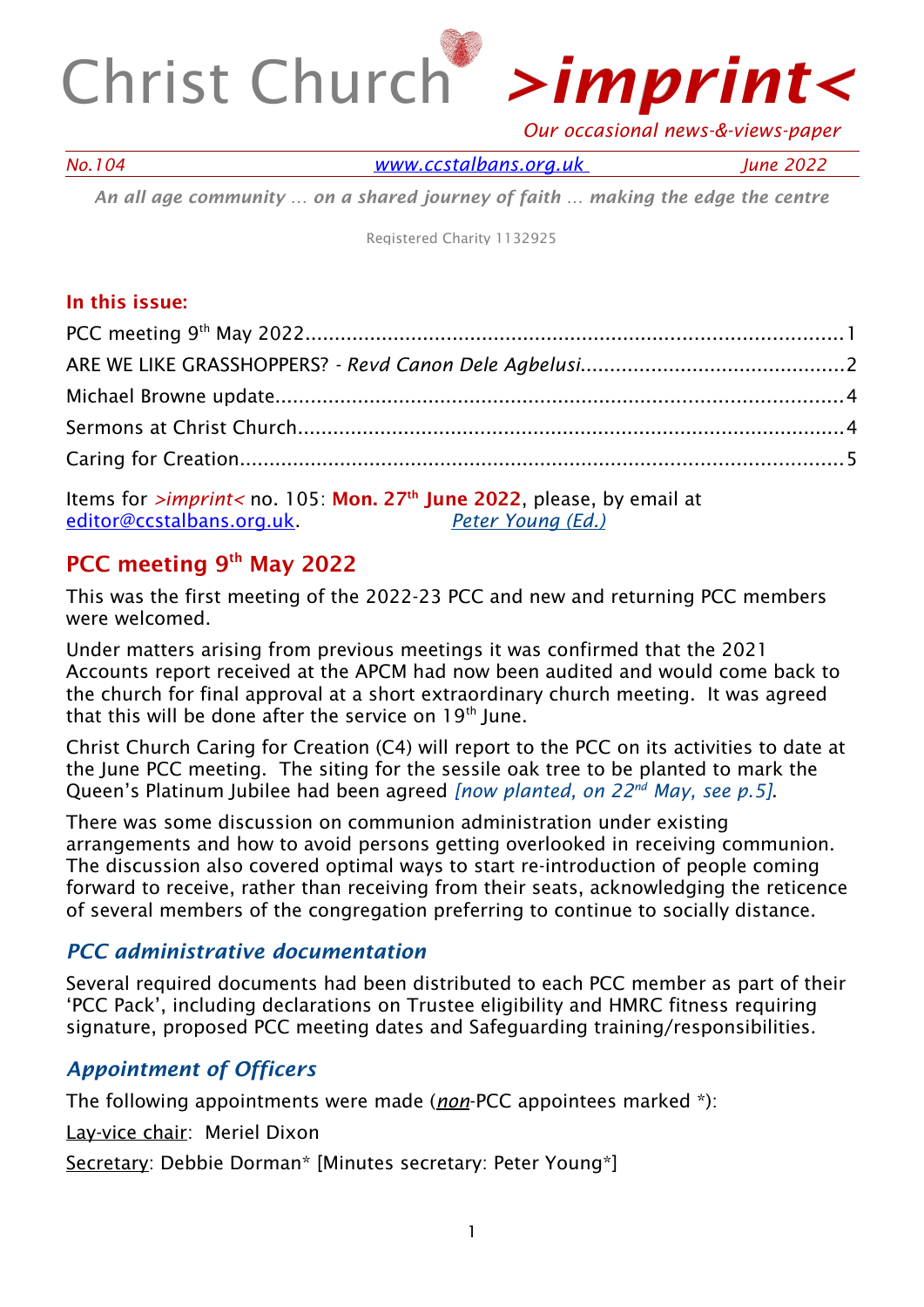# Christ Church >imprint<

*Our occasional news-&-views-paper*

*No.104* [www.ccstalbans.org.uk](http://www.ccstalbans.org.uk) *June 2022*

***An all age community … on a shared journey of faith … making the edge the centre***

Registered Charity 1132925

**In this issue:**

PCC meeting 9th May 2022 .......... 1
ARE WE LIKE GRASSHOPPERS? - *Revd Canon Dele Agbelusi* .......... 2
Michael Browne update .......... 4
Sermons at Christ Church .......... 4
Caring for Creation .......... 5

Items for *>imprint<* no. 105: **Mon. 27th June 2022**, please, by email at editor@ccstalbans.org.uk. *Peter Young (Ed.)*

## PCC meeting 9th May 2022

This was the first meeting of the 2022-23 PCC and new and returning PCC members were welcomed.

Under matters arising from previous meetings it was confirmed that the 2021 Accounts report received at the APCM had now been audited and would come back to the church for final approval at a short extraordinary church meeting. It was agreed that this will be done after the service on 19th June.

Christ Church Caring for Creation (C4) will report to the PCC on its activities to date at the June PCC meeting. The siting for the sessile oak tree to be planted to mark the Queen's Platinum Jubilee had been agreed *[now planted, on 22nd May, see p.5]*.

There was some discussion on communion administration under existing arrangements and how to avoid persons getting overlooked in receiving communion. The discussion also covered optimal ways to start re-introduction of people coming forward to receive, rather than receiving from their seats, acknowledging the reticence of several members of the congregation preferring to continue to socially distance.

### *PCC administrative documentation*

Several required documents had been distributed to each PCC member as part of their 'PCC Pack', including declarations on Trustee eligibility and HMRC fitness requiring signature, proposed PCC meeting dates and Safeguarding training/responsibilities.

### *Appointment of Officers*

The following appointments were made (*non*-PCC appointees marked *):

Lay-vice chair: Meriel Dixon

Secretary: Debbie Dorman* [Minutes secretary: Peter Young*]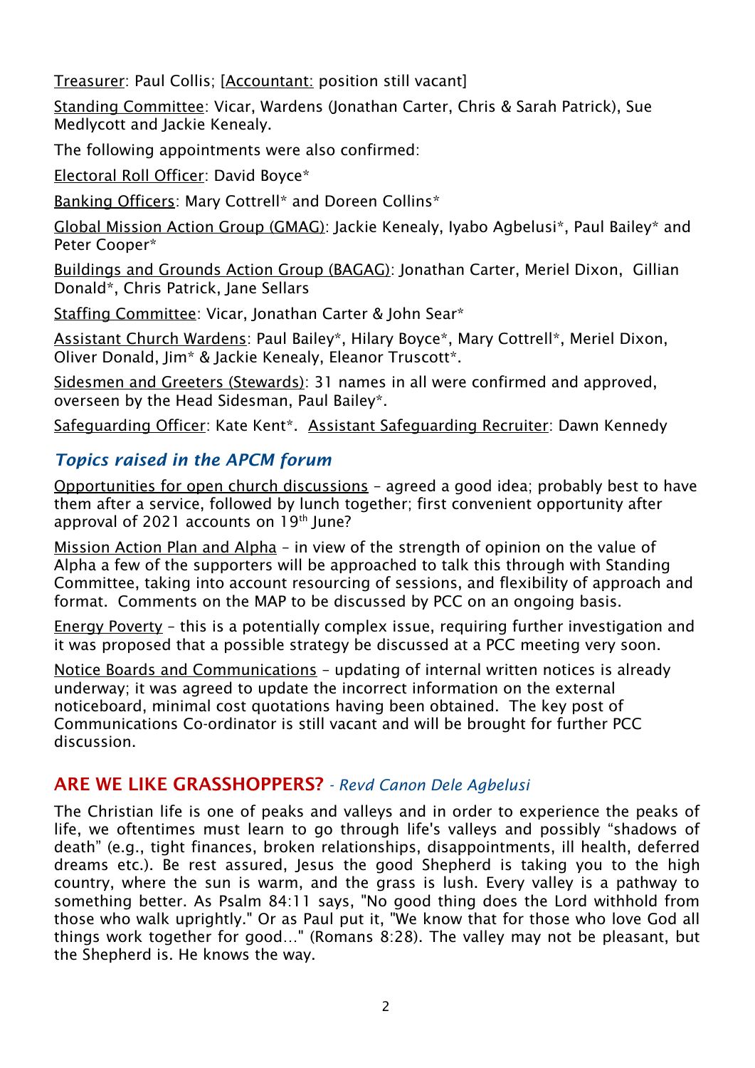<u>Treasurer</u>: Paul Collis; [<u>Accountant:</u> position still vacant]

<u>Standing Committee</u>: Vicar, Wardens (Jonathan Carter, Chris & Sarah Patrick), Sue Medlycott and Jackie Kenealy.

The following appointments were also confirmed:

<u>Electoral Roll Officer</u>: David Boyce*

<u>Banking Officers</u>: Mary Cottrell* and Doreen Collins*

<u>Global Mission Action Group (GMAG)</u>: Jackie Kenealy, Iyabo Agbelusi*, Paul Bailey* and Peter Cooper*

<u>Buildings and Grounds Action Group (BAGAG)</u>: Jonathan Carter, Meriel Dixon, Gillian Donald*, Chris Patrick, Jane Sellars

<u>Staffing Committee</u>: Vicar, Jonathan Carter & John Sear*

<u>Assistant Church Wardens</u>: Paul Bailey*, Hilary Boyce*, Mary Cottrell*, Meriel Dixon, Oliver Donald, Jim* & Jackie Kenealy, Eleanor Truscott*.

<u>Sidesmen and Greeters (Stewards)</u>: 31 names in all were confirmed and approved, overseen by the Head Sidesman, Paul Bailey*.

<u>Safeguarding Officer</u>: Kate Kent*. <u>Assistant Safeguarding Recruiter</u>: Dawn Kennedy

## *Topics raised in the APCM forum*

<u>Opportunities for open church discussions</u> – agreed a good idea; probably best to have them after a service, followed by lunch together; first convenient opportunity after approval of 2021 accounts on 19th June?

<u>Mission Action Plan and Alpha</u> – in view of the strength of opinion on the value of Alpha a few of the supporters will be approached to talk this through with Standing Committee, taking into account resourcing of sessions, and flexibility of approach and format. Comments on the MAP to be discussed by PCC on an ongoing basis.

<u>Energy Poverty</u> – this is a potentially complex issue, requiring further investigation and it was proposed that a possible strategy be discussed at a PCC meeting very soon.

<u>Notice Boards and Communications</u> – updating of internal written notices is already underway; it was agreed to update the incorrect information on the external noticeboard, minimal cost quotations having been obtained. The key post of Communications Co-ordinator is still vacant and will be brought for further PCC discussion.

## ARE WE LIKE GRASSHOPPERS? *- Revd Canon Dele Agbelusi*

The Christian life is one of peaks and valleys and in order to experience the peaks of life, we oftentimes must learn to go through life's valleys and possibly "shadows of death" (e.g., tight finances, broken relationships, disappointments, ill health, deferred dreams etc.). Be rest assured, Jesus the good Shepherd is taking you to the high country, where the sun is warm, and the grass is lush. Every valley is a pathway to something better. As Psalm 84:11 says, "No good thing does the Lord withhold from those who walk uprightly." Or as Paul put it, "We know that for those who love God all things work together for good…" (Romans 8:28). The valley may not be pleasant, but the Shepherd is. He knows the way.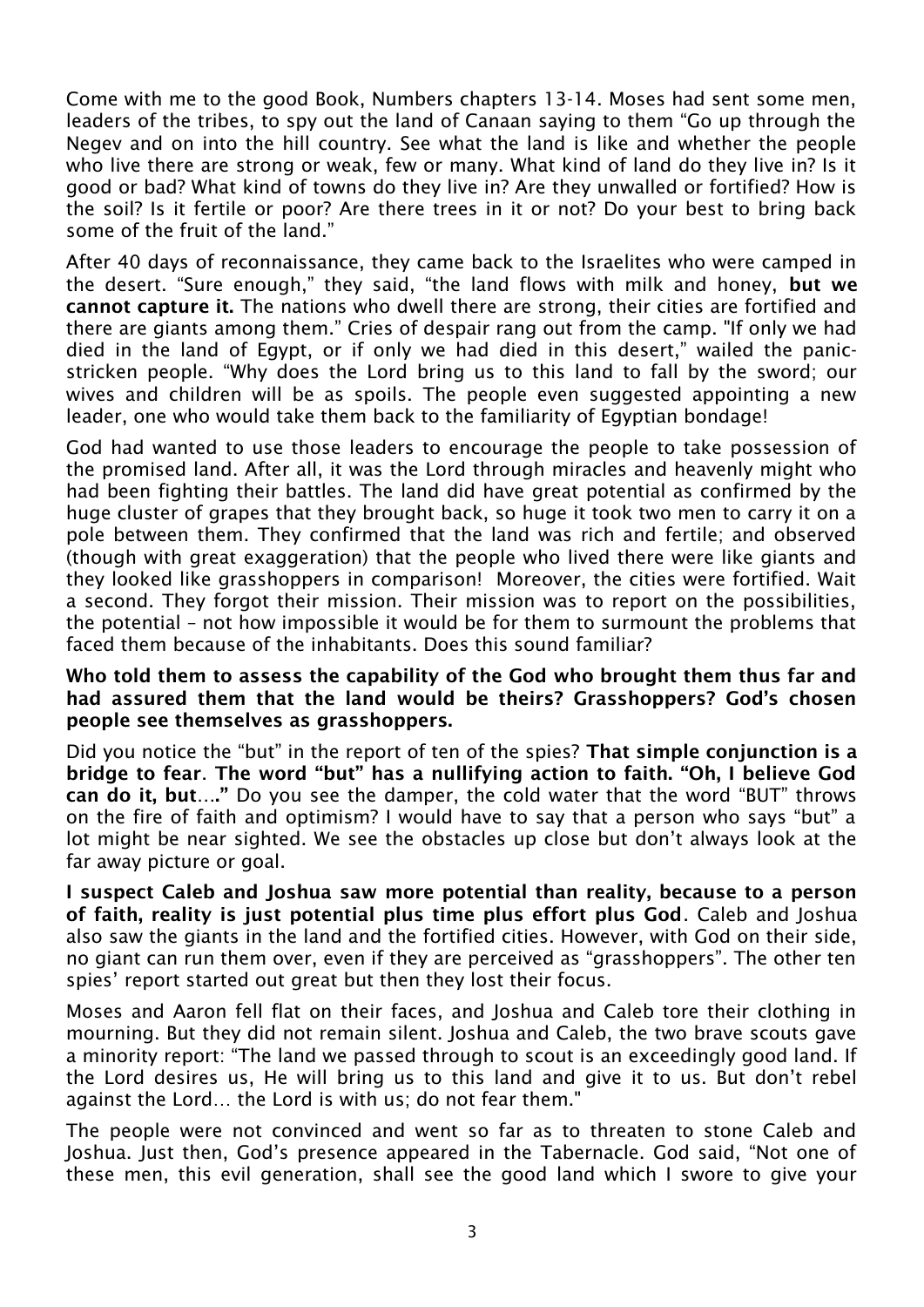Come with me to the good Book, Numbers chapters 13-14. Moses had sent some men, leaders of the tribes, to spy out the land of Canaan saying to them "Go up through the Negev and on into the hill country. See what the land is like and whether the people who live there are strong or weak, few or many. What kind of land do they live in? Is it good or bad? What kind of towns do they live in? Are they unwalled or fortified? How is the soil? Is it fertile or poor? Are there trees in it or not? Do your best to bring back some of the fruit of the land."

After 40 days of reconnaissance, they came back to the Israelites who were camped in the desert. "Sure enough," they said, "the land flows with milk and honey, **but we cannot capture it.** The nations who dwell there are strong, their cities are fortified and there are giants among them." Cries of despair rang out from the camp. "If only we had died in the land of Egypt, or if only we had died in this desert," wailed the panic-stricken people. "Why does the Lord bring us to this land to fall by the sword; our wives and children will be as spoils. The people even suggested appointing a new leader, one who would take them back to the familiarity of Egyptian bondage!

God had wanted to use those leaders to encourage the people to take possession of the promised land. After all, it was the Lord through miracles and heavenly might who had been fighting their battles. The land did have great potential as confirmed by the huge cluster of grapes that they brought back, so huge it took two men to carry it on a pole between them. They confirmed that the land was rich and fertile; and observed (though with great exaggeration) that the people who lived there were like giants and they looked like grasshoppers in comparison! Moreover, the cities were fortified. Wait a second. They forgot their mission. Their mission was to report on the possibilities, the potential – not how impossible it would be for them to surmount the problems that faced them because of the inhabitants. Does this sound familiar?

**Who told them to assess the capability of the God who brought them thus far and had assured them that the land would be theirs? Grasshoppers? God's chosen people see themselves as grasshoppers.**

Did you notice the "but" in the report of ten of the spies? **That simple conjunction is a bridge to fear**. **The word "but" has a nullifying action to faith. "Oh, I believe God can do it, but…."** Do you see the damper, the cold water that the word "BUT" throws on the fire of faith and optimism? I would have to say that a person who says "but" a lot might be near sighted. We see the obstacles up close but don't always look at the far away picture or goal.

**I suspect Caleb and Joshua saw more potential than reality, because to a person of faith, reality is just potential plus time plus effort plus God**. Caleb and Joshua also saw the giants in the land and the fortified cities. However, with God on their side, no giant can run them over, even if they are perceived as "grasshoppers". The other ten spies' report started out great but then they lost their focus.

Moses and Aaron fell flat on their faces, and Joshua and Caleb tore their clothing in mourning. But they did not remain silent. Joshua and Caleb, the two brave scouts gave a minority report: "The land we passed through to scout is an exceedingly good land. If the Lord desires us, He will bring us to this land and give it to us. But don't rebel against the Lord… the Lord is with us; do not fear them."

The people were not convinced and went so far as to threaten to stone Caleb and Joshua. Just then, God's presence appeared in the Tabernacle. God said, "Not one of these men, this evil generation, shall see the good land which I swore to give your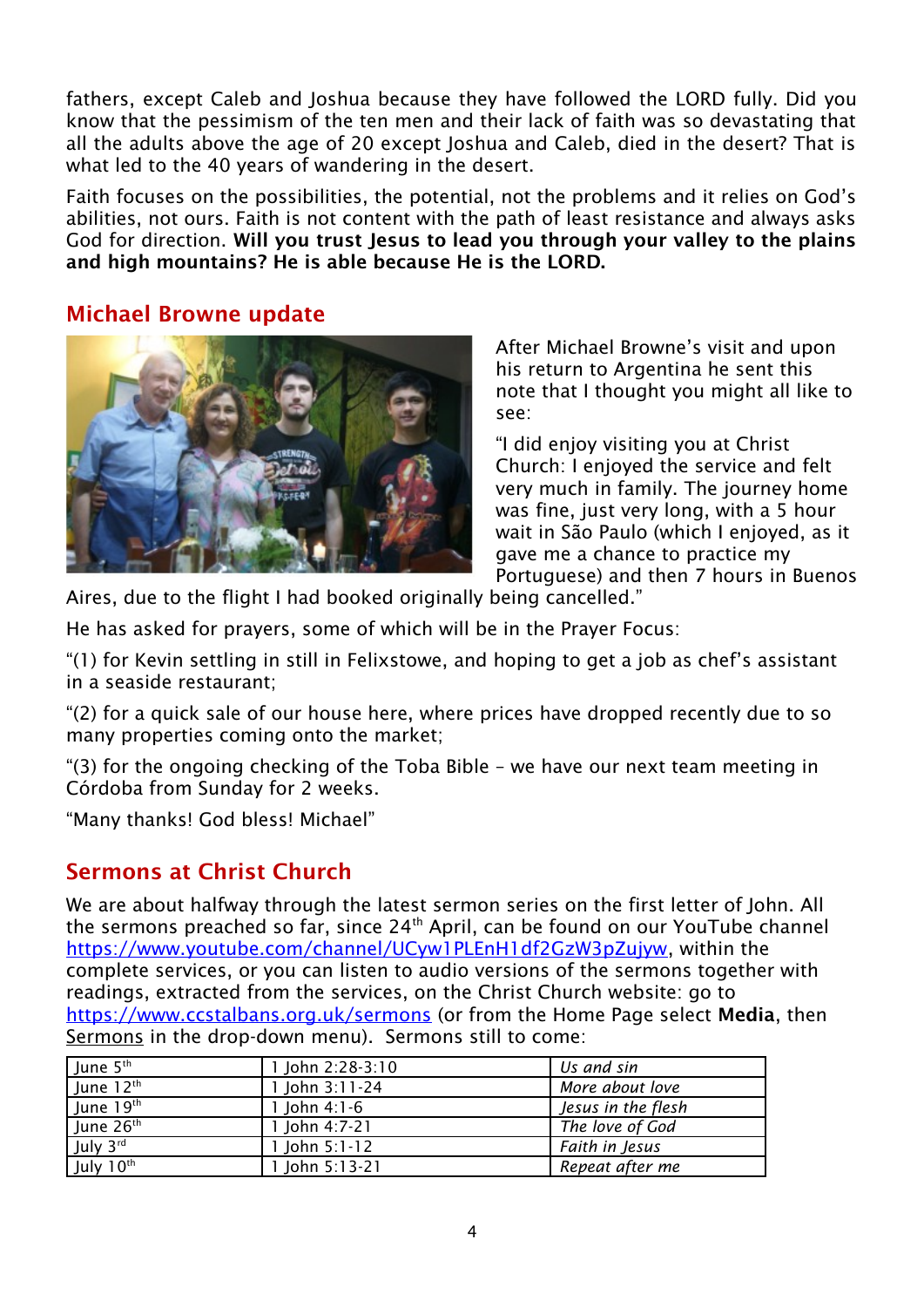fathers, except Caleb and Joshua because they have followed the LORD fully. Did you know that the pessimism of the ten men and their lack of faith was so devastating that all the adults above the age of 20 except Joshua and Caleb, died in the desert? That is what led to the 40 years of wandering in the desert.

Faith focuses on the possibilities, the potential, not the problems and it relies on God's abilities, not ours. Faith is not content with the path of least resistance and always asks God for direction. **Will you trust Jesus to lead you through your valley to the plains and high mountains? He is able because He is the LORD.**

## Michael Browne update

After Michael Browne's visit and upon his return to Argentina he sent this note that I thought you might all like to see:

"I did enjoy visiting you at Christ Church: I enjoyed the service and felt very much in family. The journey home was fine, just very long, with a 5 hour wait in São Paulo (which I enjoyed, as it gave me a chance to practice my Portuguese) and then 7 hours in Buenos Aires, due to the flight I had booked originally being cancelled."

He has asked for prayers, some of which will be in the Prayer Focus:

"(1) for Kevin settling in still in Felixstowe, and hoping to get a job as chef's assistant in a seaside restaurant;

"(2) for a quick sale of our house here, where prices have dropped recently due to so many properties coming onto the market;

"(3) for the ongoing checking of the Toba Bible – we have our next team meeting in Córdoba from Sunday for 2 weeks.

"Many thanks! God bless! Michael"

## Sermons at Christ Church

We are about halfway through the latest sermon series on the first letter of John. All the sermons preached so far, since 24th April, can be found on our YouTube channel https://www.youtube.com/channel/UCyw1PLEnH1df2GzW3pZujyw, within the complete services, or you can listen to audio versions of the sermons together with readings, extracted from the services, on the Christ Church website: go to https://www.ccstalbans.org.uk/sermons (or from the Home Page select **Media**, then Sermons in the drop-down menu). Sermons still to come:

| June 5th | 1 John 2:28-3:10 | *Us and sin* |
|---|---|---|
| June 12th | 1 John 3:11-24 | *More about love* |
| June 19th | 1 John 4:1-6 | *Jesus in the flesh* |
| June 26th | 1 John 4:7-21 | *The love of God* |
| July 3rd | 1 John 5:1-12 | *Faith in Jesus* |
| July 10th | 1 John 5:13-21 | *Repeat after me* |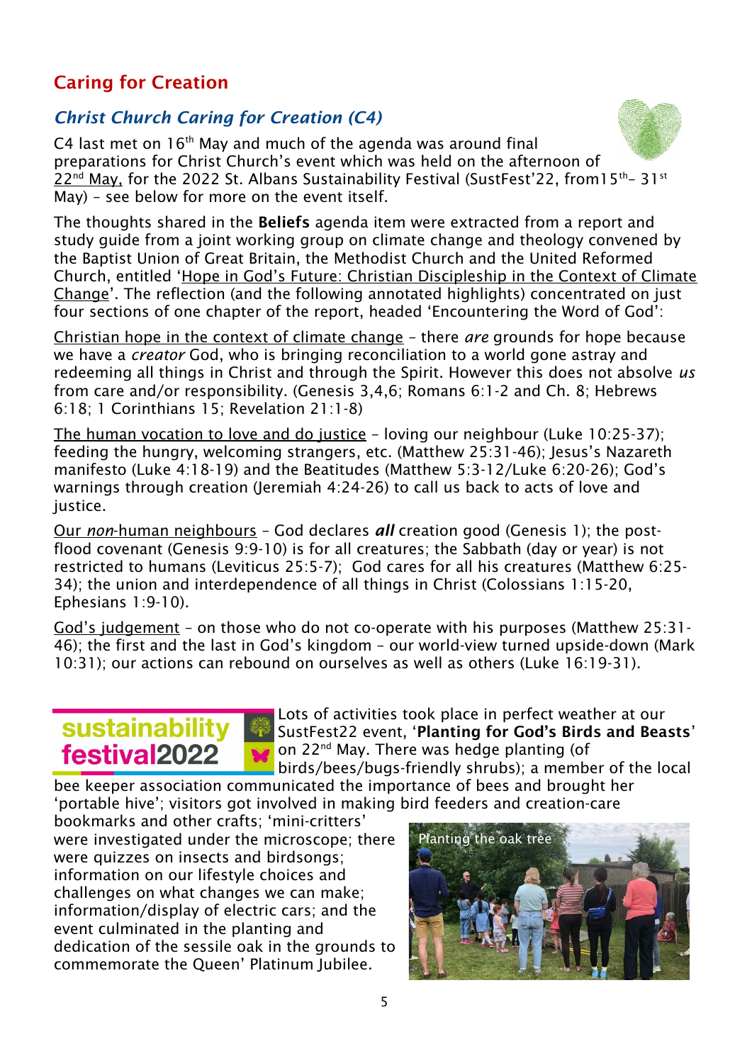## Caring for Creation

### *Christ Church Caring for Creation (C4)*

C4 last met on 16th May and much of the agenda was around final preparations for Christ Church's event which was held on the afternoon of 22nd May, for the 2022 St. Albans Sustainability Festival (SustFest'22, from15th– 31st May) – see below for more on the event itself.

The thoughts shared in the **Beliefs** agenda item were extracted from a report and study guide from a joint working group on climate change and theology convened by the Baptist Union of Great Britain, the Methodist Church and the United Reformed Church, entitled 'Hope in God's Future: Christian Discipleship in the Context of Climate Change'. The reflection (and the following annotated highlights) concentrated on just four sections of one chapter of the report, headed 'Encountering the Word of God':

Christian hope in the context of climate change – there *are* grounds for hope because we have a *creator* God, who is bringing reconciliation to a world gone astray and redeeming all things in Christ and through the Spirit. However this does not absolve *us* from care and/or responsibility. (Genesis 3,4,6; Romans 6:1-2 and Ch. 8; Hebrews 6:18; 1 Corinthians 15; Revelation 21:1-8)

The human vocation to love and do justice – loving our neighbour (Luke 10:25-37); feeding the hungry, welcoming strangers, etc. (Matthew 25:31-46); Jesus's Nazareth manifesto (Luke 4:18-19) and the Beatitudes (Matthew 5:3-12/Luke 6:20-26); God's warnings through creation (Jeremiah 4:24-26) to call us back to acts of love and justice.

Our *non*-human neighbours – God declares ***all*** creation good (Genesis 1); the post-flood covenant (Genesis 9:9-10) is for all creatures; the Sabbath (day or year) is not restricted to humans (Leviticus 25:5-7); God cares for all his creatures (Matthew 6:25-34); the union and interdependence of all things in Christ (Colossians 1:15-20, Ephesians 1:9-10).

God's judgement – on those who do not co-operate with his purposes (Matthew 25:31-46); the first and the last in God's kingdom – our world-view turned upside-down (Mark 10:31); our actions can rebound on ourselves as well as others (Luke 16:19-31).

**sustainability festival2022**

Lots of activities took place in perfect weather at our SustFest22 event, '**Planting for God's Birds and Beasts**' on 22nd May. There was hedge planting (of birds/bees/bugs-friendly shrubs); a member of the local bee keeper association communicated the importance of bees and brought her 'portable hive'; visitors got involved in making bird feeders and creation-care bookmarks and other crafts; 'mini-critters' were investigated under the microscope; there were quizzes on insects and birdsongs; information on our lifestyle choices and challenges on what changes we can make; information/display of electric cars; and the event culminated in the planting and dedication of the sessile oak in the grounds to commemorate the Queen' Platinum Jubilee.

Planting the oak tree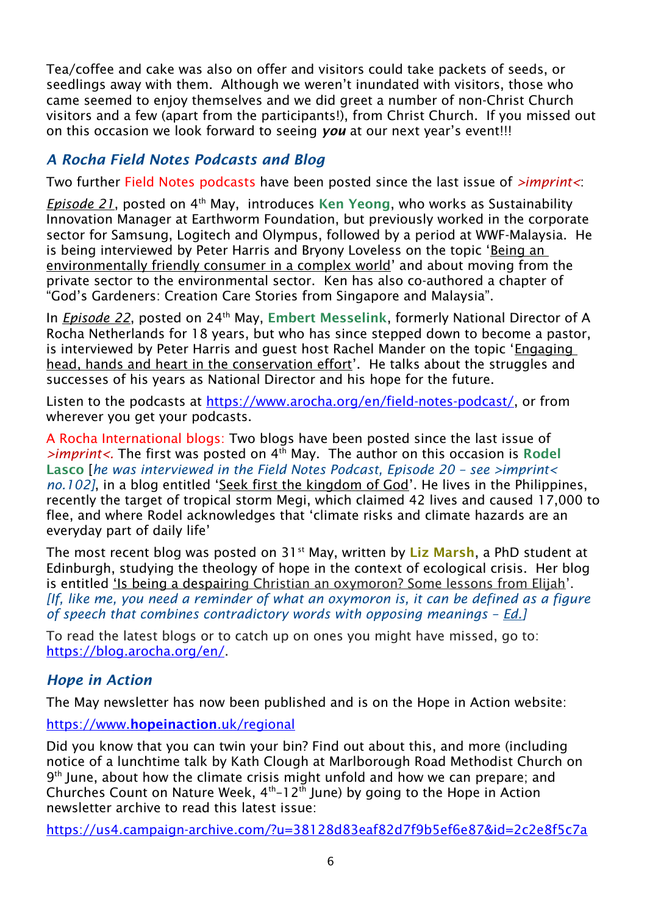Tea/coffee and cake was also on offer and visitors could take packets of seeds, or seedlings away with them. Although we weren't inundated with visitors, those who came seemed to enjoy themselves and we did greet a number of non-Christ Church visitors and a few (apart from the participants!), from Christ Church. If you missed out on this occasion we look forward to seeing ***you*** at our next year's event!!!

### *A Rocha Field Notes Podcasts and Blog*

Two further Field Notes podcasts have been posted since the last issue of *>imprint<*:

*Episode 21*, posted on 4th May, introduces **Ken Yeong**, who works as Sustainability Innovation Manager at Earthworm Foundation, but previously worked in the corporate sector for Samsung, Logitech and Olympus, followed by a period at WWF-Malaysia. He is being interviewed by Peter Harris and Bryony Loveless on the topic 'Being an environmentally friendly consumer in a complex world' and about moving from the private sector to the environmental sector. Ken has also co-authored a chapter of "God's Gardeners: Creation Care Stories from Singapore and Malaysia".

In *Episode 22*, posted on 24th May, **Embert Messelink**, formerly National Director of A Rocha Netherlands for 18 years, but who has since stepped down to become a pastor, is interviewed by Peter Harris and guest host Rachel Mander on the topic 'Engaging head, hands and heart in the conservation effort'. He talks about the struggles and successes of his years as National Director and his hope for the future.

Listen to the podcasts at https://www.arocha.org/en/field-notes-podcast/, or from wherever you get your podcasts.

A Rocha International blogs: Two blogs have been posted since the last issue of *>imprint<.* The first was posted on 4th May. The author on this occasion is **Rodel Lasco** [*he was interviewed in the Field Notes Podcast, Episode 20 – see >imprint< no.102]*, in a blog entitled 'Seek first the kingdom of God'. He lives in the Philippines, recently the target of tropical storm Megi, which claimed 42 lives and caused 17,000 to flee, and where Rodel acknowledges that 'climate risks and climate hazards are an everyday part of daily life'

The most recent blog was posted on 31st May, written by **Liz Marsh**, a PhD student at Edinburgh, studying the theology of hope in the context of ecological crisis. Her blog is entitled 'Is being a despairing Christian an oxymoron? Some lessons from Elijah'. *[If, like me, you need a reminder of what an oxymoron is, it can be defined as a figure of speech that combines contradictory words with opposing meanings – Ed.]*

To read the latest blogs or to catch up on ones you might have missed, go to: https://blog.arocha.org/en/.

### *Hope in Action*

The May newsletter has now been published and is on the Hope in Action website:

https://www.**hopeinaction**.uk/regional

Did you know that you can twin your bin? Find out about this, and more (including notice of a lunchtime talk by Kath Clough at Marlborough Road Methodist Church on 9th June, about how the climate crisis might unfold and how we can prepare; and Churches Count on Nature Week, 4th–12th June) by going to the Hope in Action newsletter archive to read this latest issue:

https://us4.campaign-archive.com/?u=38128d83eaf82d7f9b5ef6e87&id=2c2e8f5c7a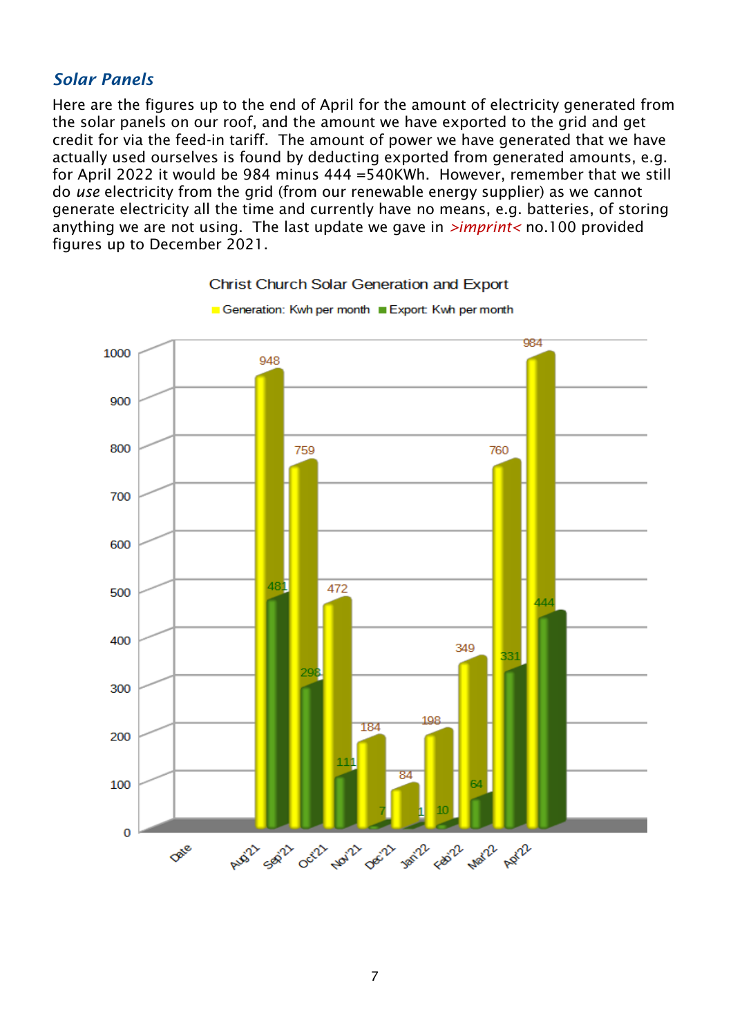## *Solar Panels*

Here are the figures up to the end of April for the amount of electricity generated from the solar panels on our roof, and the amount we have exported to the grid and get credit for via the feed-in tariff. The amount of power we have generated that we have actually used ourselves is found by deducting exported from generated amounts, e.g. for April 2022 it would be 984 minus 444 =540KWh. However, remember that we still do *use* electricity from the grid (from our renewable energy supplier) as we cannot generate electricity all the time and currently have no means, e.g. batteries, of storing anything we are not using. The last update we gave in *>imprint<* no.100 provided figures up to December 2021.

Christ Church Solar Generation and Export

Generation: Kwh per month
Export: Kwh per month

1000
900
800
700
600
500
400
300
200
100
0

Date
Aug'21 948 481
Sep'21 759 298
Oct'21 472 111
Nov'21 184 7
Dec'21 84 1
Jan'22 198 10
Feb'22 349 64
Mar'22 760 331
Apr'22 984 444